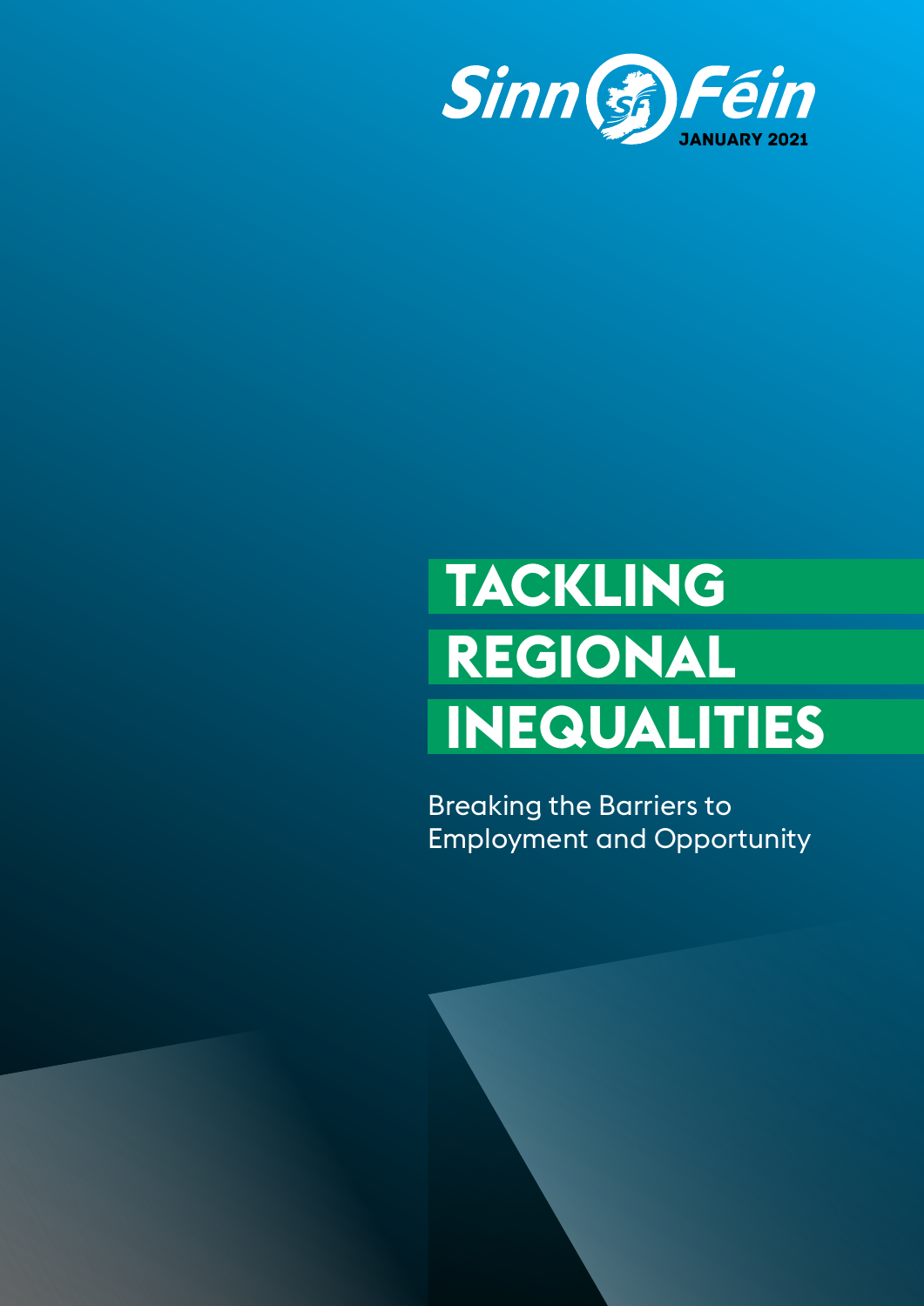Sinn Féin

JANUARY 2021

# TACKLING REGIONAL INEQUALITIES

Breaking the Barriers to Employment and Opportunity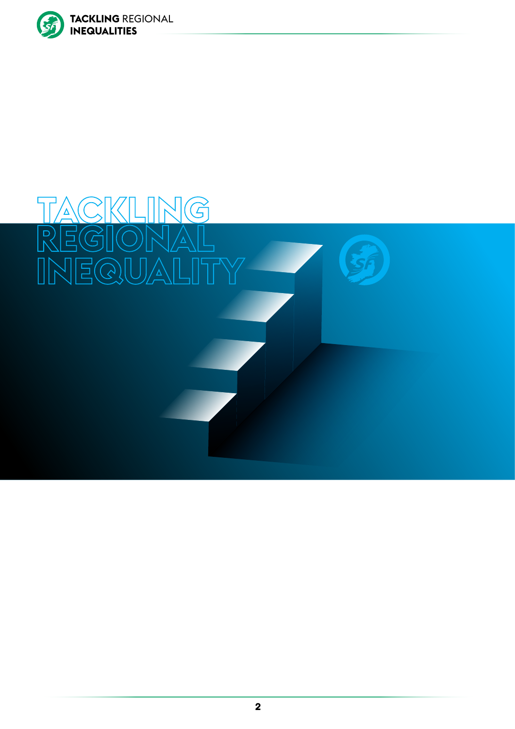# TACKLING REGIONAL INEQUALITY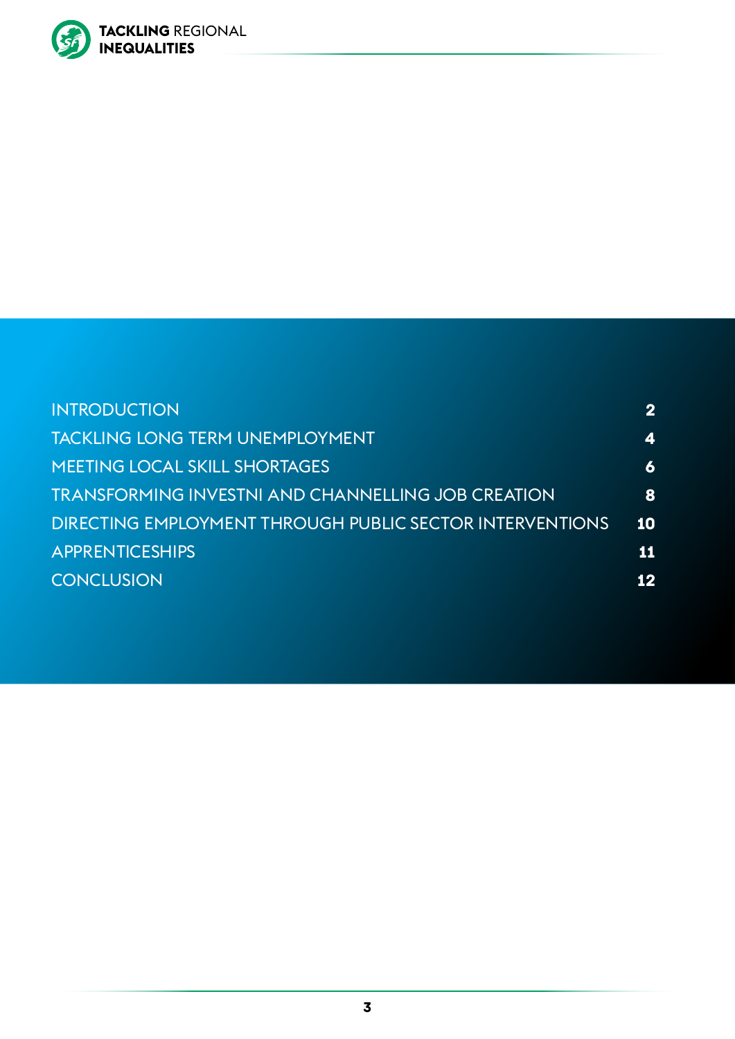| | |
|---|---|
| INTRODUCTION | 2 |
| TACKLING LONG TERM UNEMPLOYMENT | 4 |
| MEETING LOCAL SKILL SHORTAGES | 6 |
| TRANSFORMING INVESTNI AND CHANNELLING JOB CREATION | 8 |
| DIRECTING EMPLOYMENT THROUGH PUBLIC SECTOR INTERVENTIONS | 10 |
| APPRENTICESHIPS | 11 |
| CONCLUSION | 12 |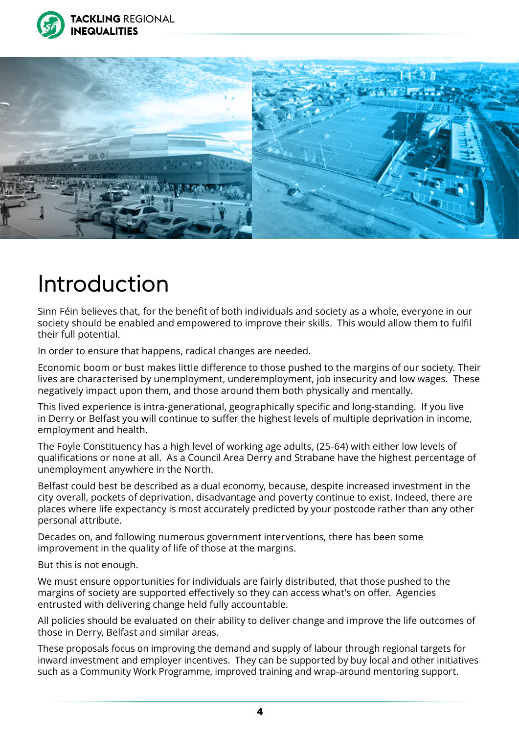# Introduction

Sinn Féin believes that, for the benefit of both individuals and society as a whole, everyone in our society should be enabled and empowered to improve their skills. This would allow them to fulfil their full potential.

In order to ensure that happens, radical changes are needed.

Economic boom or bust makes little difference to those pushed to the margins of our society. Their lives are characterised by unemployment, underemployment, job insecurity and low wages. These negatively impact upon them, and those around them both physically and mentally.

This lived experience is intra-generational, geographically specific and long-standing. If you live in Derry or Belfast you will continue to suffer the highest levels of multiple deprivation in income, employment and health.

The Foyle Constituency has a high level of working age adults, (25-64) with either low levels of qualifications or none at all. As a Council Area Derry and Strabane have the highest percentage of unemployment anywhere in the North.

Belfast could best be described as a dual economy, because, despite increased investment in the city overall, pockets of deprivation, disadvantage and poverty continue to exist. Indeed, there are places where life expectancy is most accurately predicted by your postcode rather than any other personal attribute.

Decades on, and following numerous government interventions, there has been some improvement in the quality of life of those at the margins.

But this is not enough.

We must ensure opportunities for individuals are fairly distributed, that those pushed to the margins of society are supported effectively so they can access what's on offer. Agencies entrusted with delivering change held fully accountable.

All policies should be evaluated on their ability to deliver change and improve the life outcomes of those in Derry, Belfast and similar areas.

These proposals focus on improving the demand and supply of labour through regional targets for inward investment and employer incentives. They can be supported by buy local and other initiatives such as a Community Work Programme, improved training and wrap-around mentoring support.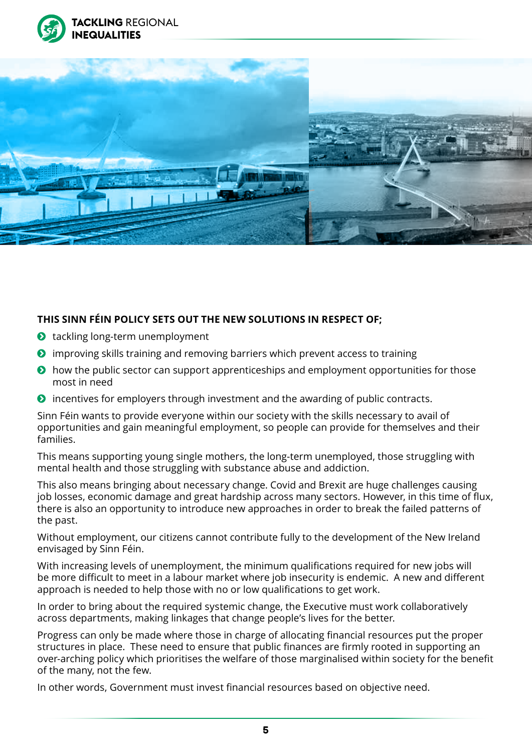**THIS SINN FÉIN POLICY SETS OUT THE NEW SOLUTIONS IN RESPECT OF;**

- tackling long-term unemployment
- improving skills training and removing barriers which prevent access to training
- how the public sector can support apprenticeships and employment opportunities for those most in need
- incentives for employers through investment and the awarding of public contracts.

Sinn Féin wants to provide everyone within our society with the skills necessary to avail of opportunities and gain meaningful employment, so people can provide for themselves and their families.

This means supporting young single mothers, the long-term unemployed, those struggling with mental health and those struggling with substance abuse and addiction.

This also means bringing about necessary change. Covid and Brexit are huge challenges causing job losses, economic damage and great hardship across many sectors. However, in this time of flux, there is also an opportunity to introduce new approaches in order to break the failed patterns of the past.

Without employment, our citizens cannot contribute fully to the development of the New Ireland envisaged by Sinn Féin.

With increasing levels of unemployment, the minimum qualifications required for new jobs will be more difficult to meet in a labour market where job insecurity is endemic. A new and different approach is needed to help those with no or low qualifications to get work.

In order to bring about the required systemic change, the Executive must work collaboratively across departments, making linkages that change people's lives for the better.

Progress can only be made where those in charge of allocating financial resources put the proper structures in place. These need to ensure that public finances are firmly rooted in supporting an over-arching policy which prioritises the welfare of those marginalised within society for the benefit of the many, not the few.

In other words, Government must invest financial resources based on objective need.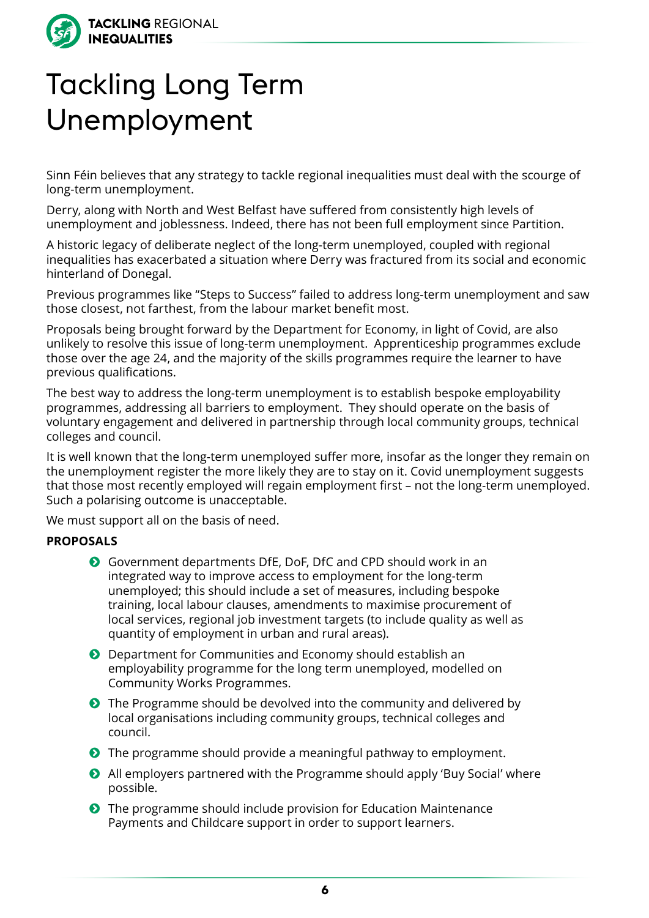# Tackling Long Term Unemployment

Sinn Féin believes that any strategy to tackle regional inequalities must deal with the scourge of long-term unemployment.

Derry, along with North and West Belfast have suffered from consistently high levels of unemployment and joblessness. Indeed, there has not been full employment since Partition.

A historic legacy of deliberate neglect of the long-term unemployed, coupled with regional inequalities has exacerbated a situation where Derry was fractured from its social and economic hinterland of Donegal.

Previous programmes like "Steps to Success" failed to address long-term unemployment and saw those closest, not farthest, from the labour market benefit most.

Proposals being brought forward by the Department for Economy, in light of Covid, are also unlikely to resolve this issue of long-term unemployment. Apprenticeship programmes exclude those over the age 24, and the majority of the skills programmes require the learner to have previous qualifications.

The best way to address the long-term unemployment is to establish bespoke employability programmes, addressing all barriers to employment. They should operate on the basis of voluntary engagement and delivered in partnership through local community groups, technical colleges and council.

It is well known that the long-term unemployed suffer more, insofar as the longer they remain on the unemployment register the more likely they are to stay on it. Covid unemployment suggests that those most recently employed will regain employment first – not the long-term unemployed. Such a polarising outcome is unacceptable.

We must support all on the basis of need.

**PROPOSALS**

- Government departments DfE, DoF, DfC and CPD should work in an integrated way to improve access to employment for the long-term unemployed; this should include a set of measures, including bespoke training, local labour clauses, amendments to maximise procurement of local services, regional job investment targets (to include quality as well as quantity of employment in urban and rural areas).
- Department for Communities and Economy should establish an employability programme for the long term unemployed, modelled on Community Works Programmes.
- The Programme should be devolved into the community and delivered by local organisations including community groups, technical colleges and council.
- The programme should provide a meaningful pathway to employment.
- All employers partnered with the Programme should apply 'Buy Social' where possible.
- The programme should include provision for Education Maintenance Payments and Childcare support in order to support learners.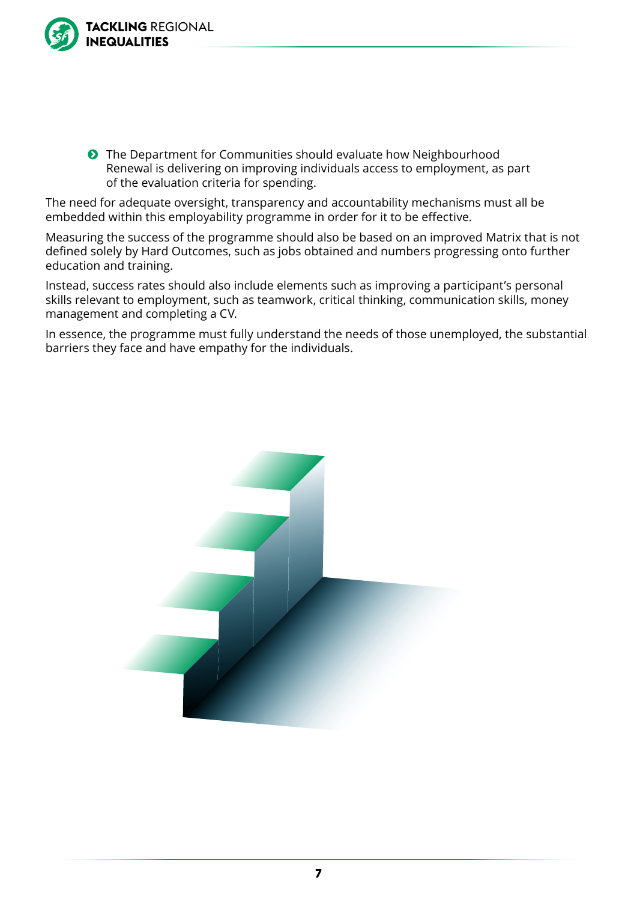- The Department for Communities should evaluate how Neighbourhood Renewal is delivering on improving individuals access to employment, as part of the evaluation criteria for spending.

The need for adequate oversight, transparency and accountability mechanisms must all be embedded within this employability programme in order for it to be effective.

Measuring the success of the programme should also be based on an improved Matrix that is not defined solely by Hard Outcomes, such as jobs obtained and numbers progressing onto further education and training.

Instead, success rates should also include elements such as improving a participant's personal skills relevant to employment, such as teamwork, critical thinking, communication skills, money management and completing a CV.

In essence, the programme must fully understand the needs of those unemployed, the substantial barriers they face and have empathy for the individuals.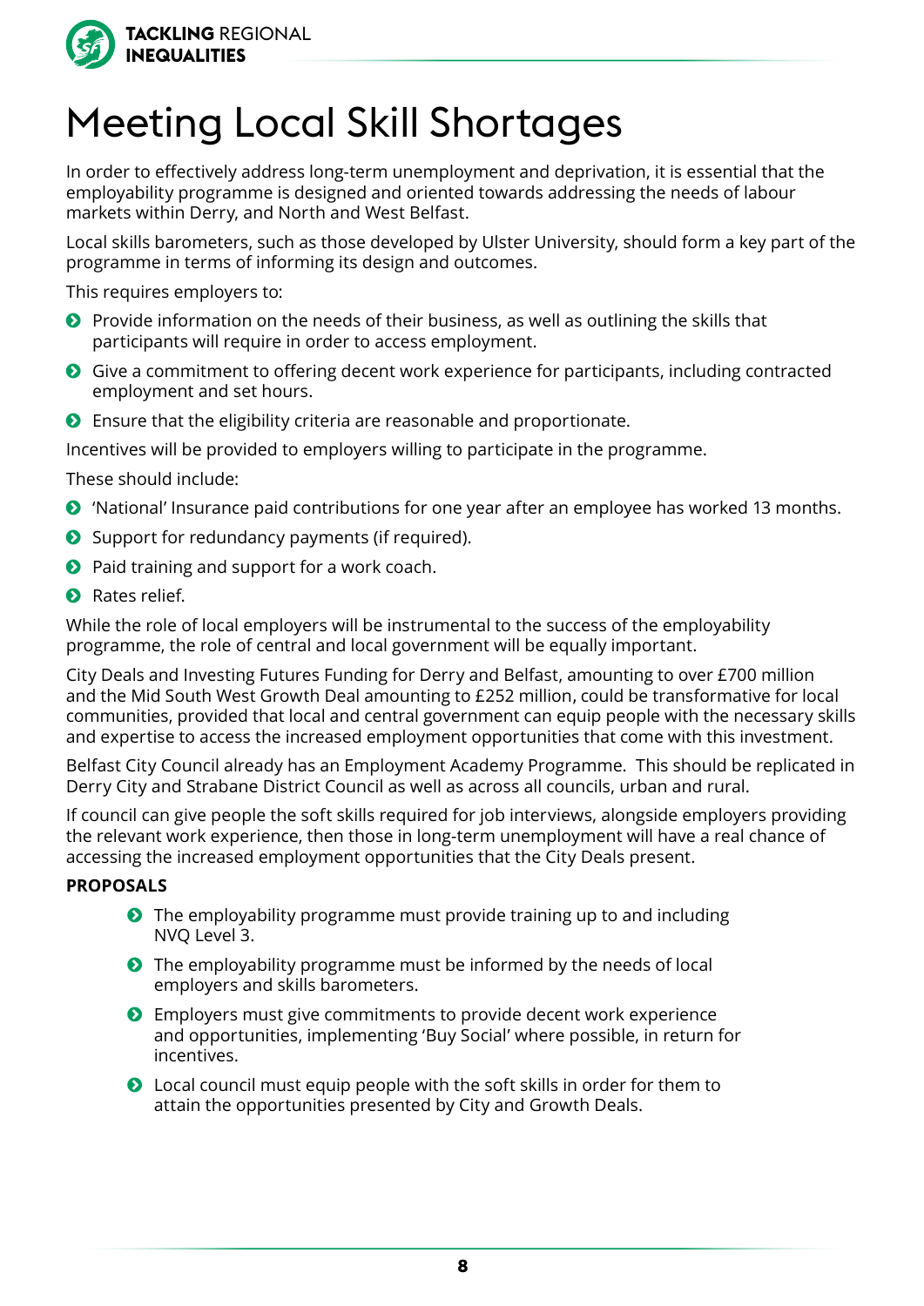# Meeting Local Skill Shortages

In order to effectively address long-term unemployment and deprivation, it is essential that the employability programme is designed and oriented towards addressing the needs of labour markets within Derry, and North and West Belfast.

Local skills barometers, such as those developed by Ulster University, should form a key part of the programme in terms of informing its design and outcomes.

This requires employers to:

- Provide information on the needs of their business, as well as outlining the skills that participants will require in order to access employment.
- Give a commitment to offering decent work experience for participants, including contracted employment and set hours.
- Ensure that the eligibility criteria are reasonable and proportionate.

Incentives will be provided to employers willing to participate in the programme.

These should include:

- 'National' Insurance paid contributions for one year after an employee has worked 13 months.
- Support for redundancy payments (if required).
- Paid training and support for a work coach.
- Rates relief.

While the role of local employers will be instrumental to the success of the employability programme, the role of central and local government will be equally important.

City Deals and Investing Futures Funding for Derry and Belfast, amounting to over £700 million and the Mid South West Growth Deal amounting to £252 million, could be transformative for local communities, provided that local and central government can equip people with the necessary skills and expertise to access the increased employment opportunities that come with this investment.

Belfast City Council already has an Employment Academy Programme. This should be replicated in Derry City and Strabane District Council as well as across all councils, urban and rural.

If council can give people the soft skills required for job interviews, alongside employers providing the relevant work experience, then those in long-term unemployment will have a real chance of accessing the increased employment opportunities that the City Deals present.

**PROPOSALS**

- The employability programme must provide training up to and including NVQ Level 3.
- The employability programme must be informed by the needs of local employers and skills barometers.
- Employers must give commitments to provide decent work experience and opportunities, implementing 'Buy Social' where possible, in return for incentives.
- Local council must equip people with the soft skills in order for them to attain the opportunities presented by City and Growth Deals.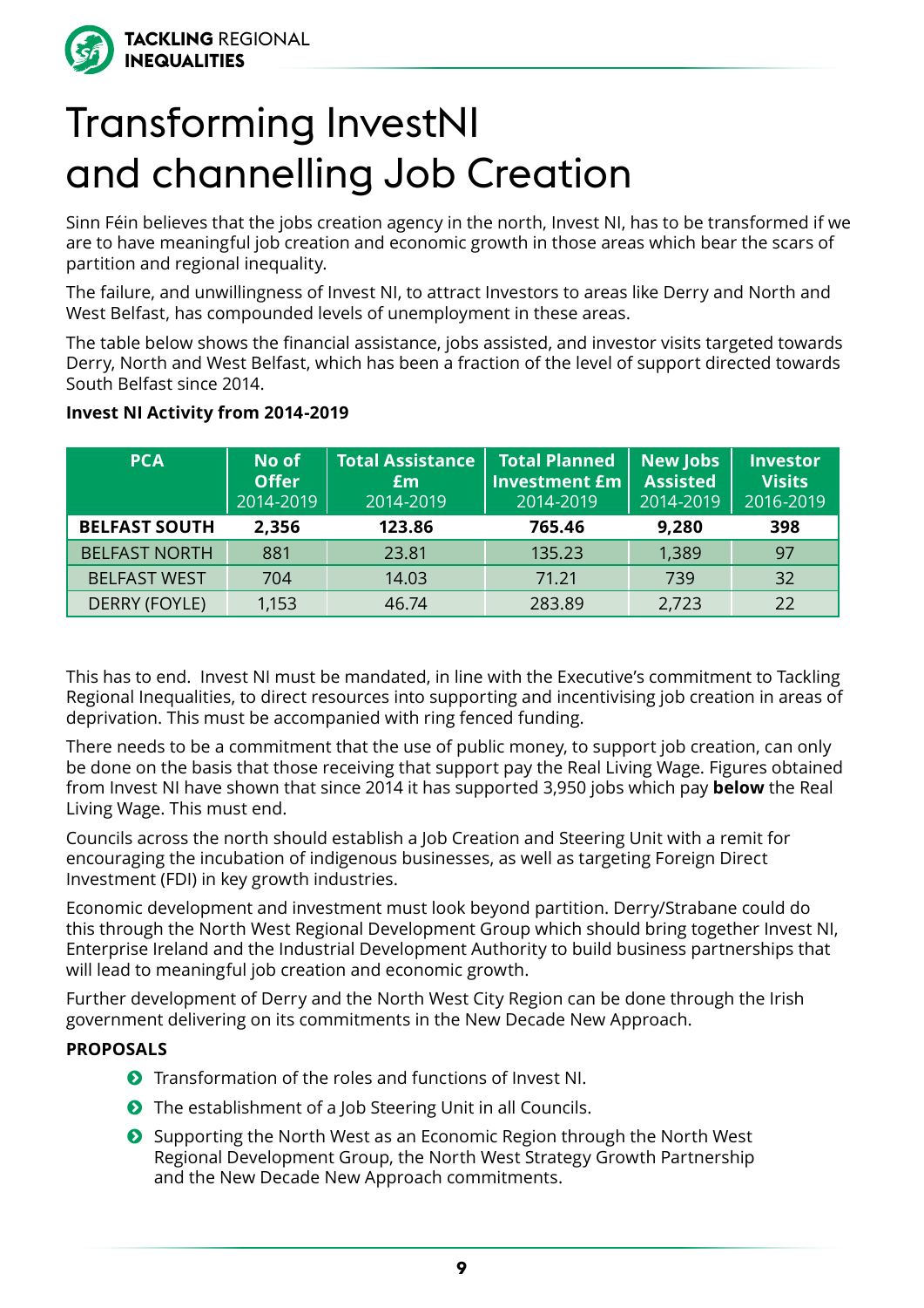# Transforming InvestNI and channelling Job Creation

Sinn Féin believes that the jobs creation agency in the north, Invest NI, has to be transformed if we are to have meaningful job creation and economic growth in those areas which bear the scars of partition and regional inequality.

The failure, and unwillingness of Invest NI, to attract Investors to areas like Derry and North and West Belfast, has compounded levels of unemployment in these areas.

The table below shows the financial assistance, jobs assisted, and investor visits targeted towards Derry, North and West Belfast, which has been a fraction of the level of support directed towards South Belfast since 2014.

**Invest NI Activity from 2014-2019**

| PCA | No of Offer 2014-2019 | Total Assistance £m 2014-2019 | Total Planned Investment £m 2014-2019 | New Jobs Assisted 2014-2019 | Investor Visits 2016-2019 |
|---|---|---|---|---|---|
| **BELFAST SOUTH** | **2,356** | **123.86** | **765.46** | **9,280** | **398** |
| BELFAST NORTH | 881 | 23.81 | 135.23 | 1,389 | 97 |
| BELFAST WEST | 704 | 14.03 | 71.21 | 739 | 32 |
| DERRY (FOYLE) | 1,153 | 46.74 | 283.89 | 2,723 | 22 |

This has to end. Invest NI must be mandated, in line with the Executive's commitment to Tackling Regional Inequalities, to direct resources into supporting and incentivising job creation in areas of deprivation. This must be accompanied with ring fenced funding.

There needs to be a commitment that the use of public money, to support job creation, can only be done on the basis that those receiving that support pay the Real Living Wage. Figures obtained from Invest NI have shown that since 2014 it has supported 3,950 jobs which pay **below** the Real Living Wage. This must end.

Councils across the north should establish a Job Creation and Steering Unit with a remit for encouraging the incubation of indigenous businesses, as well as targeting Foreign Direct Investment (FDI) in key growth industries.

Economic development and investment must look beyond partition. Derry/Strabane could do this through the North West Regional Development Group which should bring together Invest NI, Enterprise Ireland and the Industrial Development Authority to build business partnerships that will lead to meaningful job creation and economic growth.

Further development of Derry and the North West City Region can be done through the Irish government delivering on its commitments in the New Decade New Approach.

**PROPOSALS**

- Transformation of the roles and functions of Invest NI.
- The establishment of a Job Steering Unit in all Councils.
- Supporting the North West as an Economic Region through the North West Regional Development Group, the North West Strategy Growth Partnership and the New Decade New Approach commitments.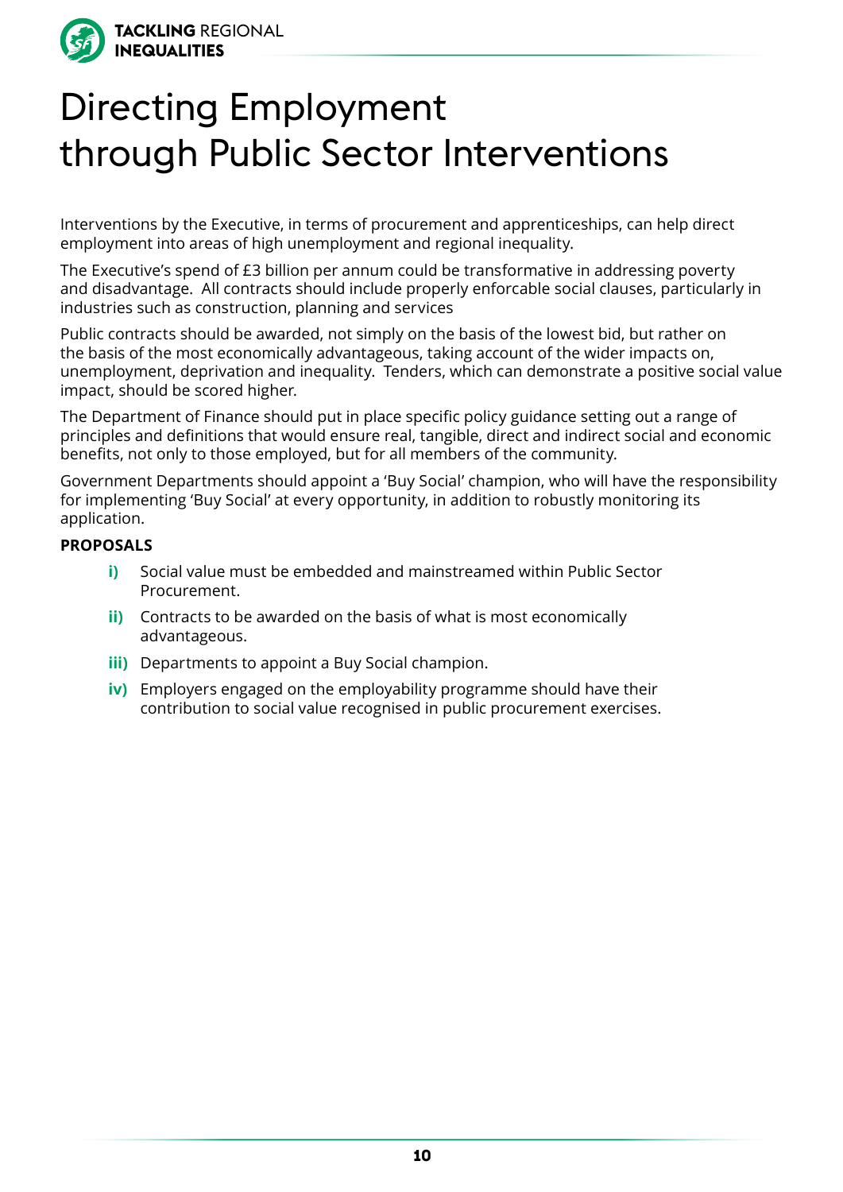# Directing Employment through Public Sector Interventions

Interventions by the Executive, in terms of procurement and apprenticeships, can help direct employment into areas of high unemployment and regional inequality.

The Executive's spend of £3 billion per annum could be transformative in addressing poverty and disadvantage. All contracts should include properly enforcable social clauses, particularly in industries such as construction, planning and services

Public contracts should be awarded, not simply on the basis of the lowest bid, but rather on the basis of the most economically advantageous, taking account of the wider impacts on, unemployment, deprivation and inequality. Tenders, which can demonstrate a positive social value impact, should be scored higher.

The Department of Finance should put in place specific policy guidance setting out a range of principles and definitions that would ensure real, tangible, direct and indirect social and economic benefits, not only to those employed, but for all members of the community.

Government Departments should appoint a 'Buy Social' champion, who will have the responsibility for implementing 'Buy Social' at every opportunity, in addition to robustly monitoring its application.

**PROPOSALS**

- **i)** Social value must be embedded and mainstreamed within Public Sector Procurement.
- **ii)** Contracts to be awarded on the basis of what is most economically advantageous.
- **iii)** Departments to appoint a Buy Social champion.
- **iv)** Employers engaged on the employability programme should have their contribution to social value recognised in public procurement exercises.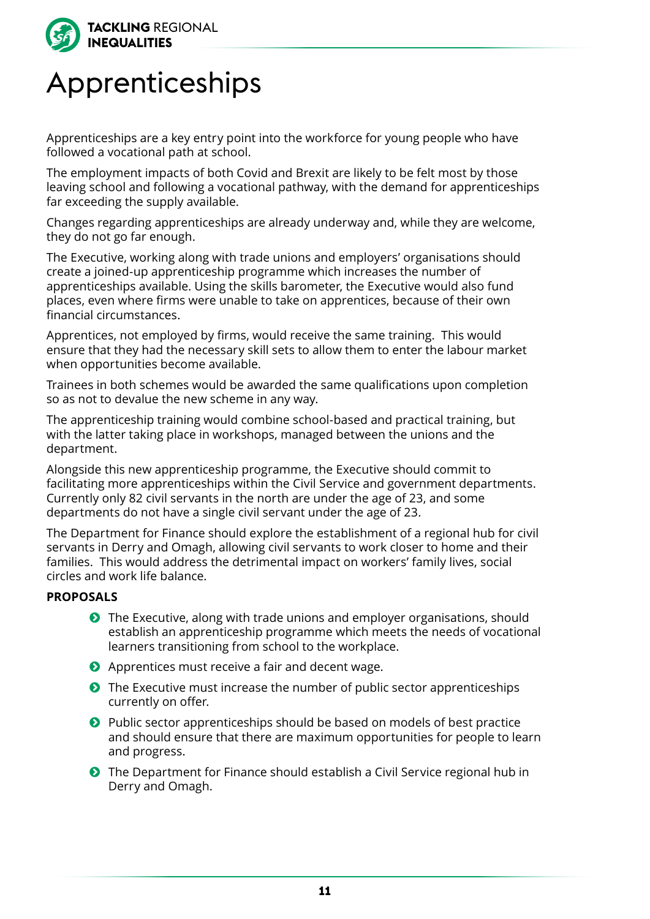# Apprenticeships

Apprenticeships are a key entry point into the workforce for young people who have followed a vocational path at school.

The employment impacts of both Covid and Brexit are likely to be felt most by those leaving school and following a vocational pathway, with the demand for apprenticeships far exceeding the supply available.

Changes regarding apprenticeships are already underway and, while they are welcome, they do not go far enough.

The Executive, working along with trade unions and employers' organisations should create a joined-up apprenticeship programme which increases the number of apprenticeships available. Using the skills barometer, the Executive would also fund places, even where firms were unable to take on apprentices, because of their own financial circumstances.

Apprentices, not employed by firms, would receive the same training. This would ensure that they had the necessary skill sets to allow them to enter the labour market when opportunities become available.

Trainees in both schemes would be awarded the same qualifications upon completion so as not to devalue the new scheme in any way.

The apprenticeship training would combine school-based and practical training, but with the latter taking place in workshops, managed between the unions and the department.

Alongside this new apprenticeship programme, the Executive should commit to facilitating more apprenticeships within the Civil Service and government departments. Currently only 82 civil servants in the north are under the age of 23, and some departments do not have a single civil servant under the age of 23.

The Department for Finance should explore the establishment of a regional hub for civil servants in Derry and Omagh, allowing civil servants to work closer to home and their families. This would address the detrimental impact on workers' family lives, social circles and work life balance.

**PROPOSALS**

- The Executive, along with trade unions and employer organisations, should establish an apprenticeship programme which meets the needs of vocational learners transitioning from school to the workplace.
- Apprentices must receive a fair and decent wage.
- The Executive must increase the number of public sector apprenticeships currently on offer.
- Public sector apprenticeships should be based on models of best practice and should ensure that there are maximum opportunities for people to learn and progress.
- The Department for Finance should establish a Civil Service regional hub in Derry and Omagh.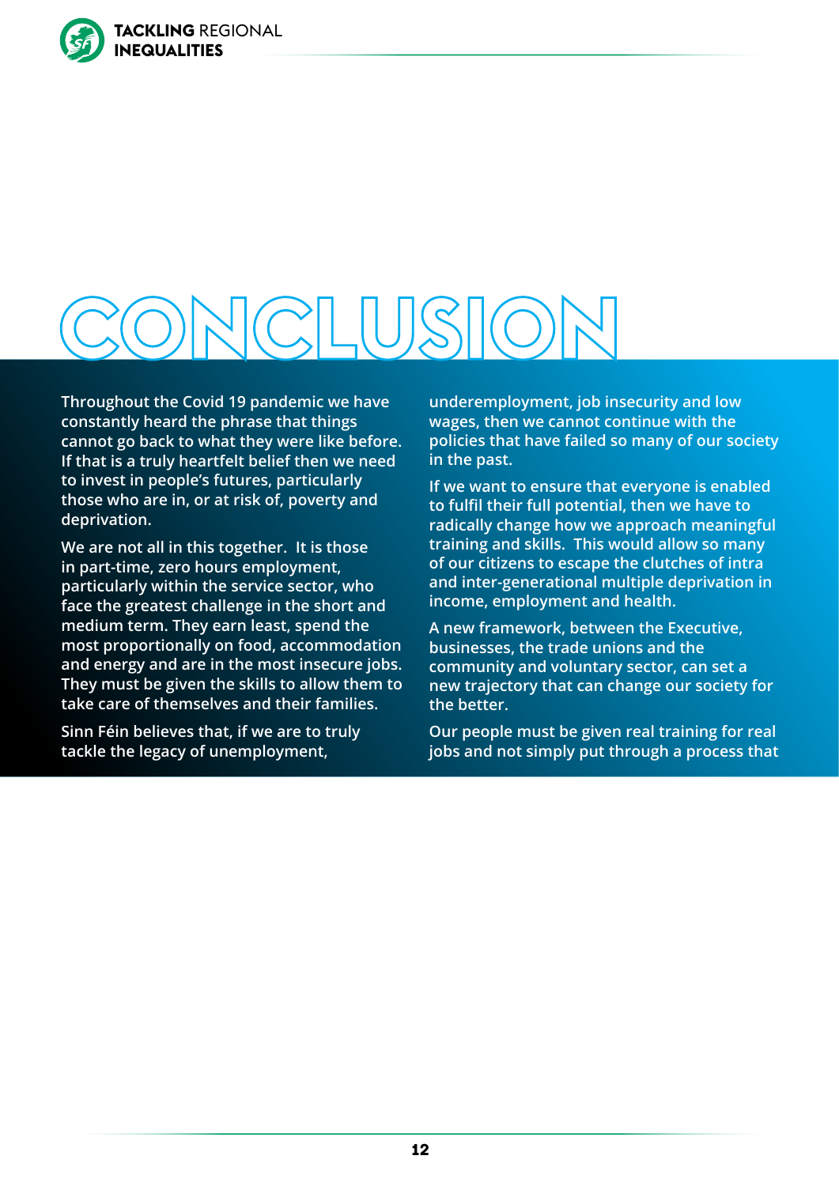# CONCLUSION

Throughout the Covid 19 pandemic we have constantly heard the phrase that things cannot go back to what they were like before. If that is a truly heartfelt belief then we need to invest in people's futures, particularly those who are in, or at risk of, poverty and deprivation.

We are not all in this together. It is those in part-time, zero hours employment, particularly within the service sector, who face the greatest challenge in the short and medium term. They earn least, spend the most proportionally on food, accommodation and energy and are in the most insecure jobs. They must be given the skills to allow them to take care of themselves and their families.

Sinn Féin believes that, if we are to truly tackle the legacy of unemployment, underemployment, job insecurity and low wages, then we cannot continue with the policies that have failed so many of our society in the past.

If we want to ensure that everyone is enabled to fulfil their full potential, then we have to radically change how we approach meaningful training and skills. This would allow so many of our citizens to escape the clutches of intra and inter-generational multiple deprivation in income, employment and health.

A new framework, between the Executive, businesses, the trade unions and the community and voluntary sector, can set a new trajectory that can change our society for the better.

Our people must be given real training for real jobs and not simply put through a process that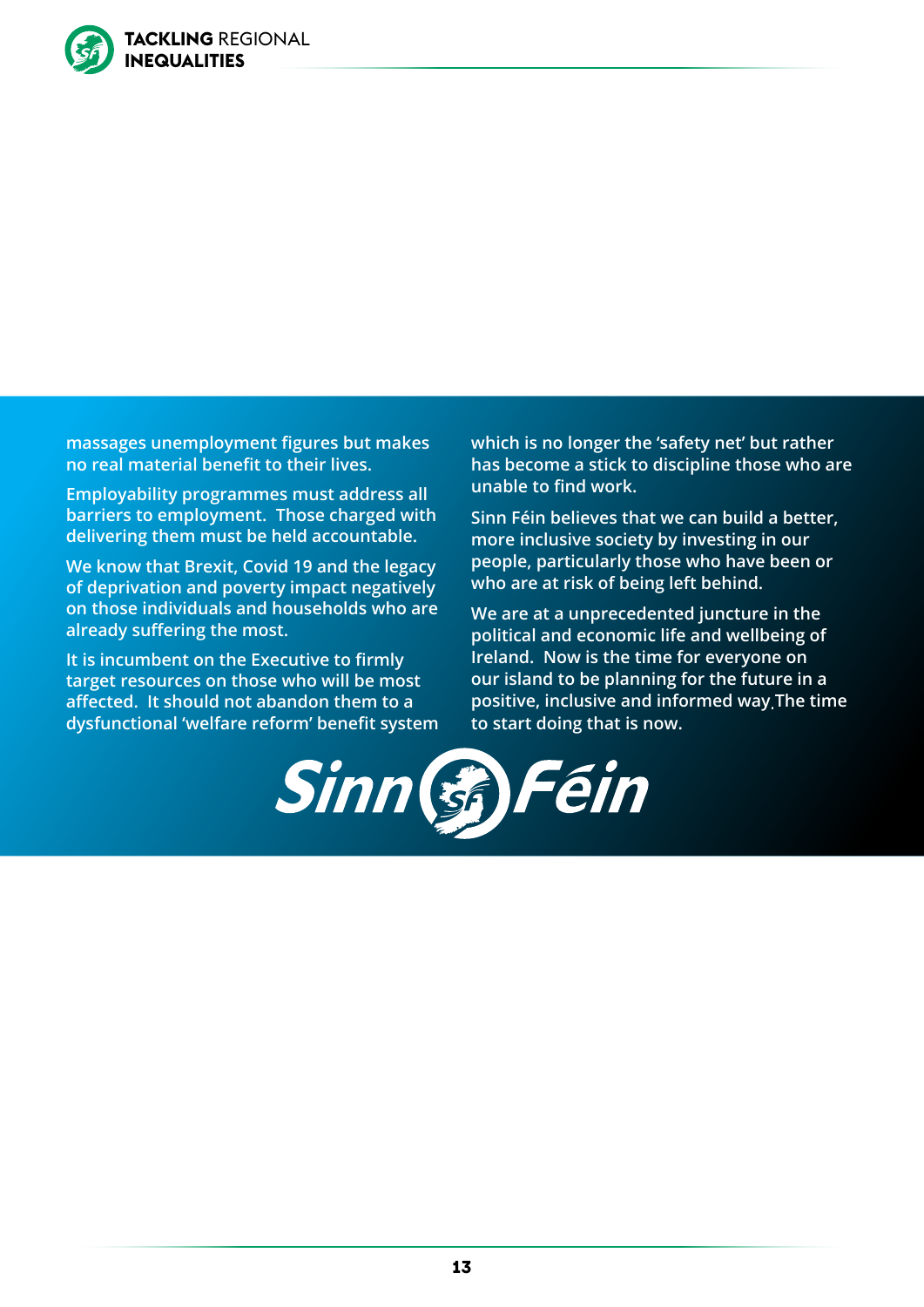massages unemployment figures but makes no real material benefit to their lives.

Employability programmes must address all barriers to employment. Those charged with delivering them must be held accountable.

We know that Brexit, Covid 19 and the legacy of deprivation and poverty impact negatively on those individuals and households who are already suffering the most.

It is incumbent on the Executive to firmly target resources on those who will be most affected. It should not abandon them to a dysfunctional 'welfare reform' benefit system which is no longer the 'safety net' but rather has become a stick to discipline those who are unable to find work.

Sinn Féin believes that we can build a better, more inclusive society by investing in our people, particularly those who have been or who are at risk of being left behind.

We are at a unprecedented juncture in the political and economic life and wellbeing of Ireland. Now is the time for everyone on our island to be planning for the future in a positive, inclusive and informed way. The time to start doing that is now.

Sinn Féin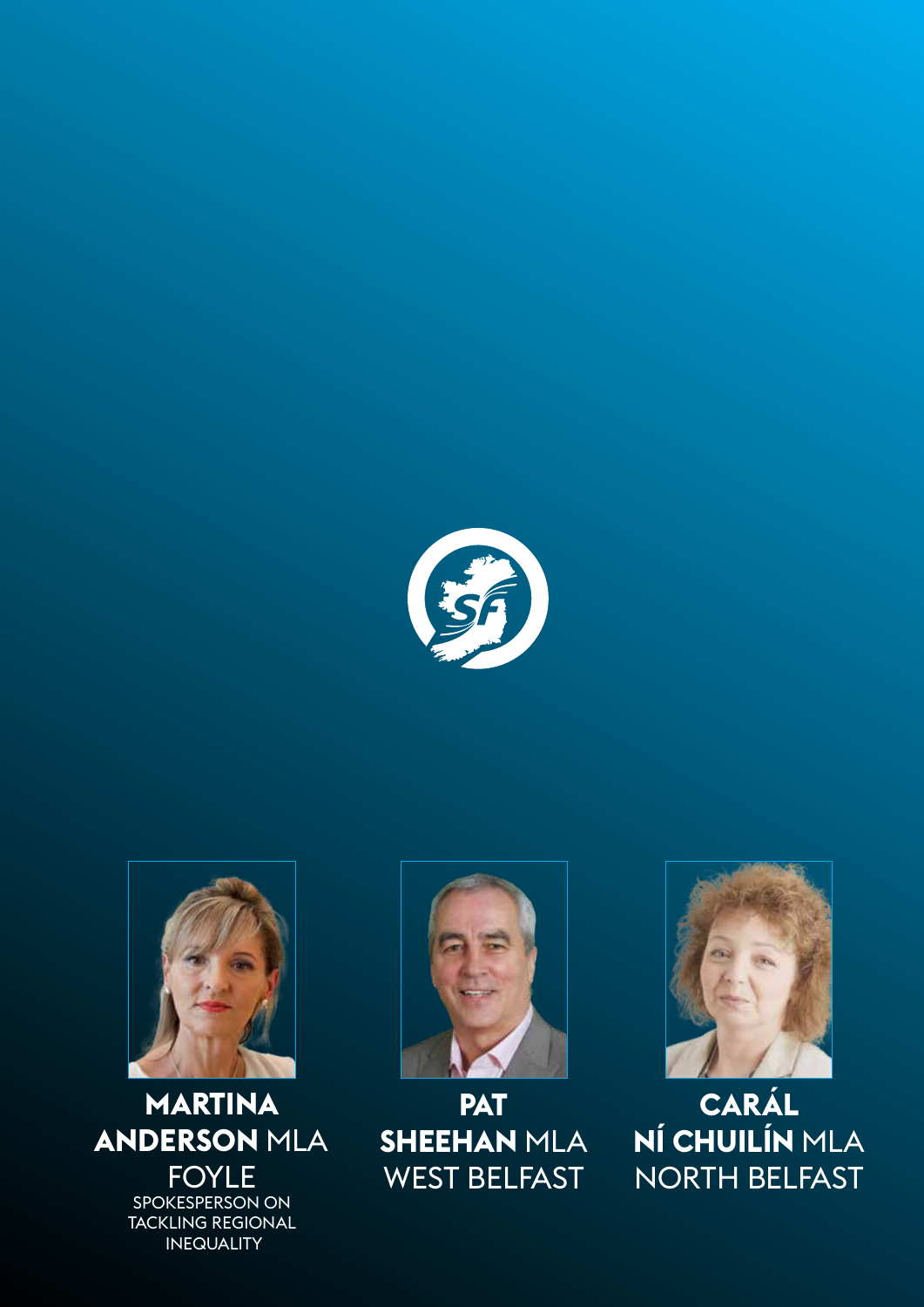**MARTINA ANDERSON** MLA
FOYLE
SPOKESPERSON ON TACKLING REGIONAL INEQUALITY

**PAT SHEEHAN** MLA
WEST BELFAST

**CARÁL NÍ CHUILÍN** MLA
NORTH BELFAST